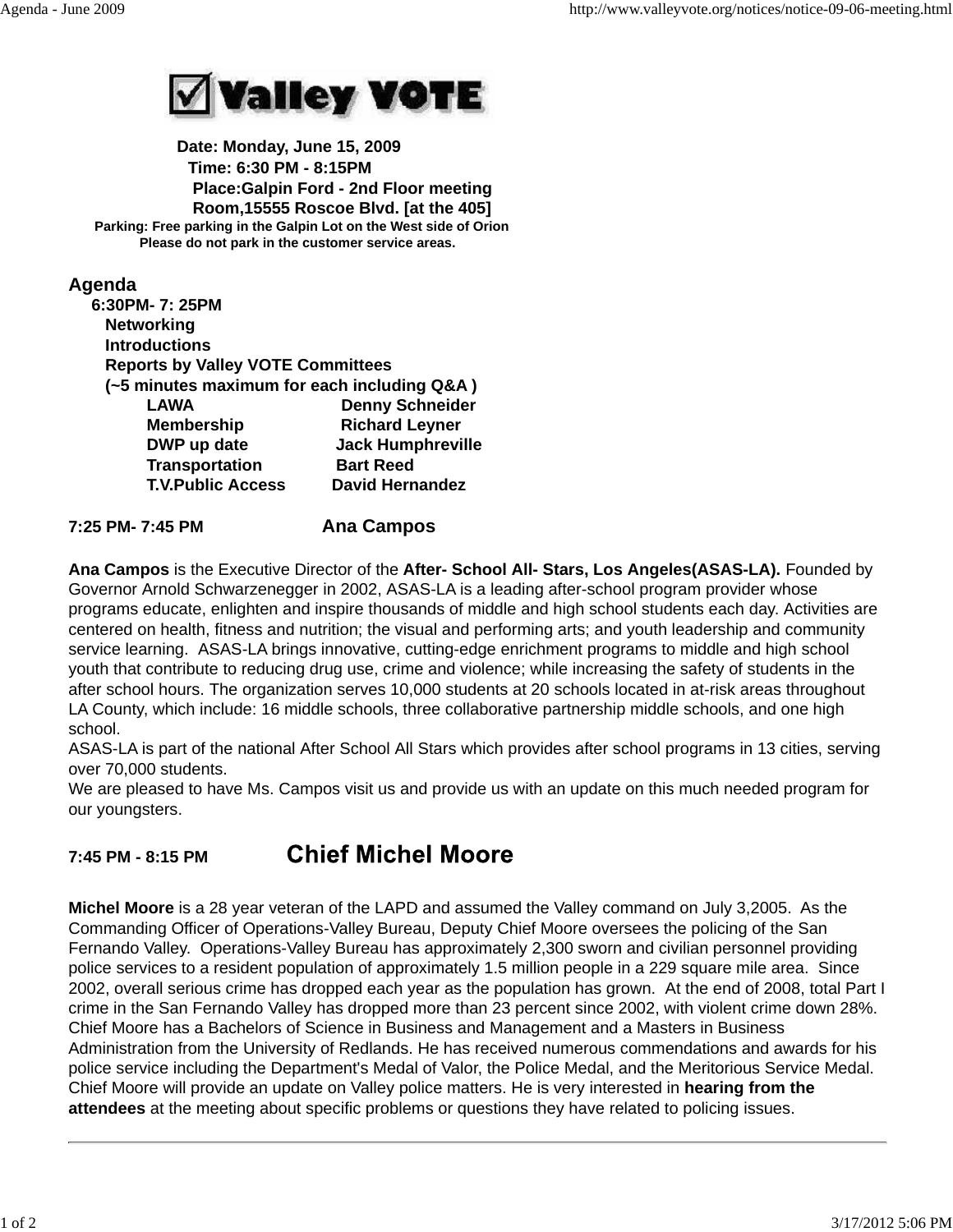# ☑ Valley VOTE

**Date: Monday, June 15, 2009**
**Time: 6:30 PM - 8:15PM**
**Place:Galpin Ford - 2nd Floor meeting Room,15555 Roscoe Blvd. [at the 405]**
**Parking: Free parking in the Galpin Lot on the West side of Orion**
**Please do not park in the customer service areas.**

## Agenda

**6:30PM- 7: 25PM**

**Networking**
**Introductions**
**Reports by Valley VOTE Committees**
**(~5 minutes maximum for each including Q&A )**

| | |
|---|---|
| **LAWA** | **Denny Schneider** |
| **Membership** | **Richard Leyner** |
| **DWP up date** | **Jack Humphreville** |
| **Transportation** | **Bart Reed** |
| **T.V.Public Access** | **David Hernandez** |

**7:25 PM- 7:45 PM** **Ana Campos**

**Ana Campos** is the Executive Director of the **After- School All- Stars, Los Angeles(ASAS-LA).** Founded by Governor Arnold Schwarzenegger in 2002, ASAS-LA is a leading after-school program provider whose programs educate, enlighten and inspire thousands of middle and high school students each day. Activities are centered on health, fitness and nutrition; the visual and performing arts; and youth leadership and community service learning. ASAS-LA brings innovative, cutting-edge enrichment programs to middle and high school youth that contribute to reducing drug use, crime and violence; while increasing the safety of students in the after school hours. The organization serves 10,000 students at 20 schools located in at-risk areas throughout LA County, which include: 16 middle schools, three collaborative partnership middle schools, and one high school.
ASAS-LA is part of the national After School All Stars which provides after school programs in 13 cities, serving over 70,000 students.
We are pleased to have Ms. Campos visit us and provide us with an update on this much needed program for our youngsters.

**7:45 PM - 8:15 PM** **Chief Michel Moore**

**Michel Moore** is a 28 year veteran of the LAPD and assumed the Valley command on July 3,2005. As the Commanding Officer of Operations-Valley Bureau, Deputy Chief Moore oversees the policing of the San Fernando Valley. Operations-Valley Bureau has approximately 2,300 sworn and civilian personnel providing police services to a resident population of approximately 1.5 million people in a 229 square mile area. Since 2002, overall serious crime has dropped each year as the population has grown. At the end of 2008, total Part I crime in the San Fernando Valley has dropped more than 23 percent since 2002, with violent crime down 28%.
Chief Moore has a Bachelors of Science in Business and Management and a Masters in Business Administration from the University of Redlands. He has received numerous commendations and awards for his police service including the Department's Medal of Valor, the Police Medal, and the Meritorious Service Medal.
Chief Moore will provide an update on Valley police matters. He is very interested in **hearing from the attendees** at the meeting about specific problems or questions they have related to policing issues.

---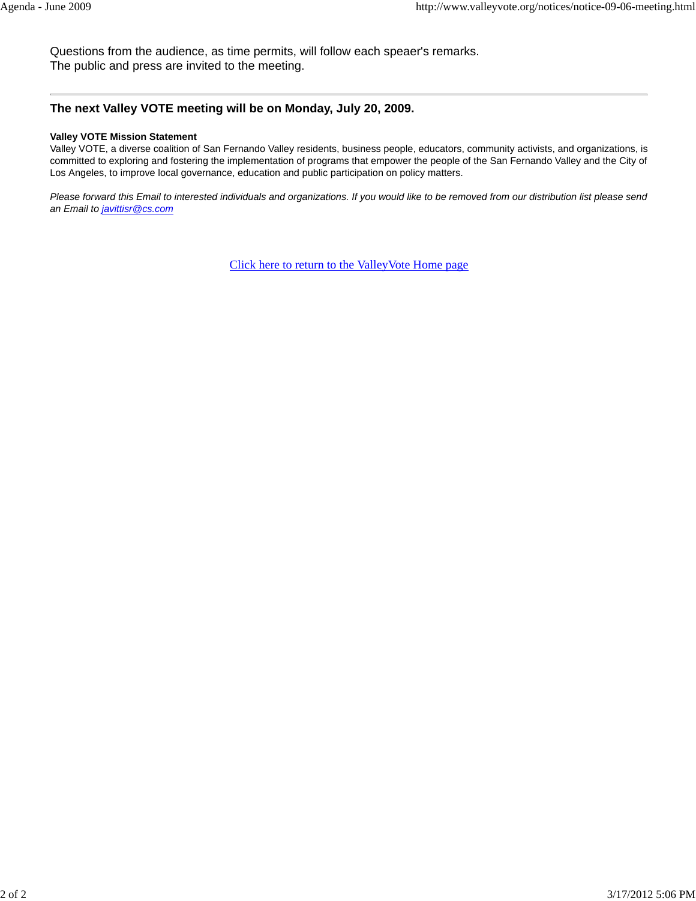Questions from the audience, as time permits, will follow each speaer's remarks.
The public and press are invited to the meeting.

---

### The next Valley VOTE meeting will be on Monday, July 20, 2009.

**Valley VOTE Mission Statement**
Valley VOTE, a diverse coalition of San Fernando Valley residents, business people, educators, community activists, and organizations, is committed to exploring and fostering the implementation of programs that empower the people of the San Fernando Valley and the City of Los Angeles, to improve local governance, education and public participation on policy matters.

*Please forward this Email to interested individuals and organizations. If you would like to be removed from our distribution list please send an Email to javittisr@cs.com*

Click here to return to the ValleyVote Home page